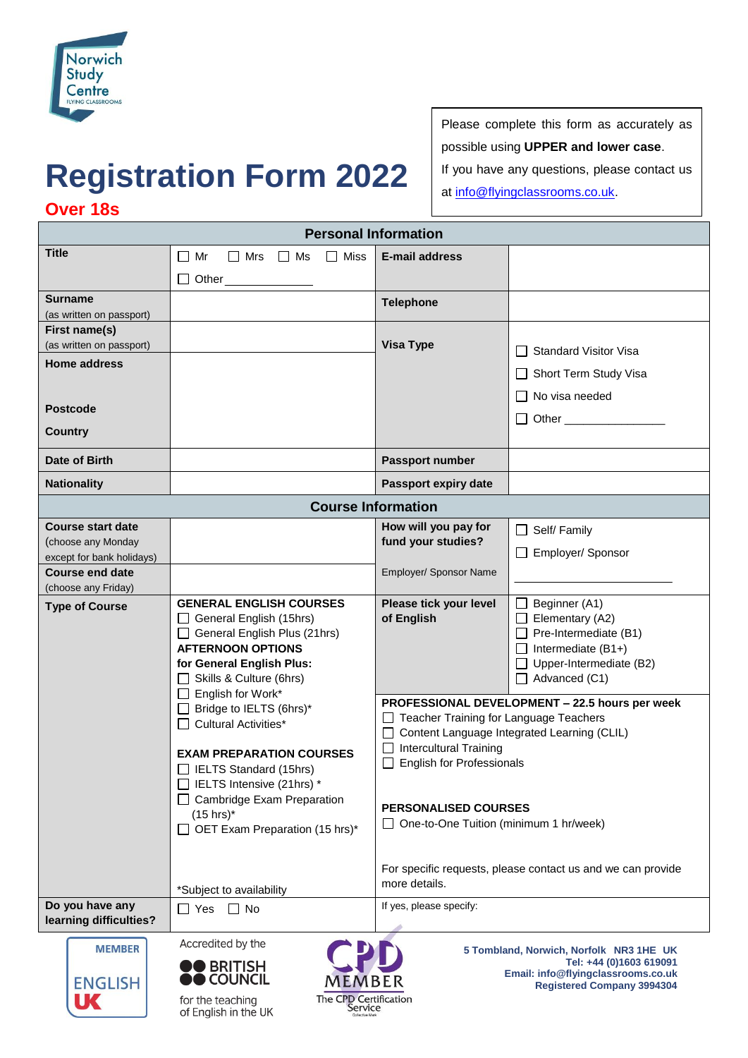Norwich Study Centre
FLYING CLASSROOMS

# Registration Form 2022

## Over 18s

Please complete this form as accurately as possible using **UPPER and lower case**.
If you have any questions, please contact us at info@flyingclassrooms.co.uk.

| | | | |
|---|---|---|---|
| **Personal Information** | | | |
| **Title** | ☐ Mr ☐ Mrs ☐ Ms ☐ Miss ☐ Other ____________ | **E-mail address** | |
| **Surname** (as written on passport) | | **Telephone** | |
| **First name(s)** (as written on passport) | | **Visa Type** | ☐ Standard Visitor Visa<br>☐ Short Term Study Visa<br>☐ No visa needed<br>☐ Other ______________ |
| **Home address**<br><br>**Postcode**<br><br>**Country** | | | |
| **Date of Birth** | | **Passport number** | |
| **Nationality** | | **Passport expiry date** | |
| **Course Information** | | | |
| **Course start date** (choose any Monday except for bank holidays) | | **How will you pay for fund your studies?** | ☐ Self/ Family<br>☐ Employer/ Sponsor |
| **Course end date** (choose any Friday) | | Employer/ Sponsor Name | ______________________ |
| **Type of Course** | **GENERAL ENGLISH COURSES**<br>☐ General English (15hrs)<br>☐ General English Plus (21hrs)<br>**AFTERNOON OPTIONS for General English Plus:**<br>☐ Skills & Culture (6hrs)<br>☐ English for Work*<br>☐ Bridge to IELTS (6hrs)*<br>☐ Cultural Activities*<br><br>**EXAM PREPARATION COURSES**<br>☐ IELTS Standard (15hrs)<br>☐ IELTS Intensive (21hrs) *<br>☐ Cambridge Exam Preparation (15 hrs)*<br>☐ OET Exam Preparation (15 hrs)*<br><br>*Subject to availability | **Please tick your level of English** | ☐ Beginner (A1)<br>☐ Elementary (A2)<br>☐ Pre-Intermediate (B1)<br>☐ Intermediate (B1+)<br>☐ Upper-Intermediate (B2)<br>☐ Advanced (C1) |
| | | **PROFESSIONAL DEVELOPMENT – 22.5 hours per week**<br>☐ Teacher Training for Language Teachers<br>☐ Content Language Integrated Learning (CLIL)<br>☐ Intercultural Training<br>☐ English for Professionals<br><br>**PERSONALISED COURSES**<br>☐ One-to-One Tuition (minimum 1 hr/week)<br><br>For specific requests, please contact us and we can provide more details. | |
| **Do you have any learning difficulties?** | ☐ Yes ☐ No | If yes, please specify: | |

MEMBER ENGLISH UK

Accredited by the BRITISH COUNCIL for the teaching of English in the UK

CPD MEMBER The CPD Certification Service

**5 Tombland, Norwich, Norfolk NR3 1HE UK**
**Tel: +44 (0)1603 619091**
**Email: info@flyingclassrooms.co.uk**
**Registered Company 3994304**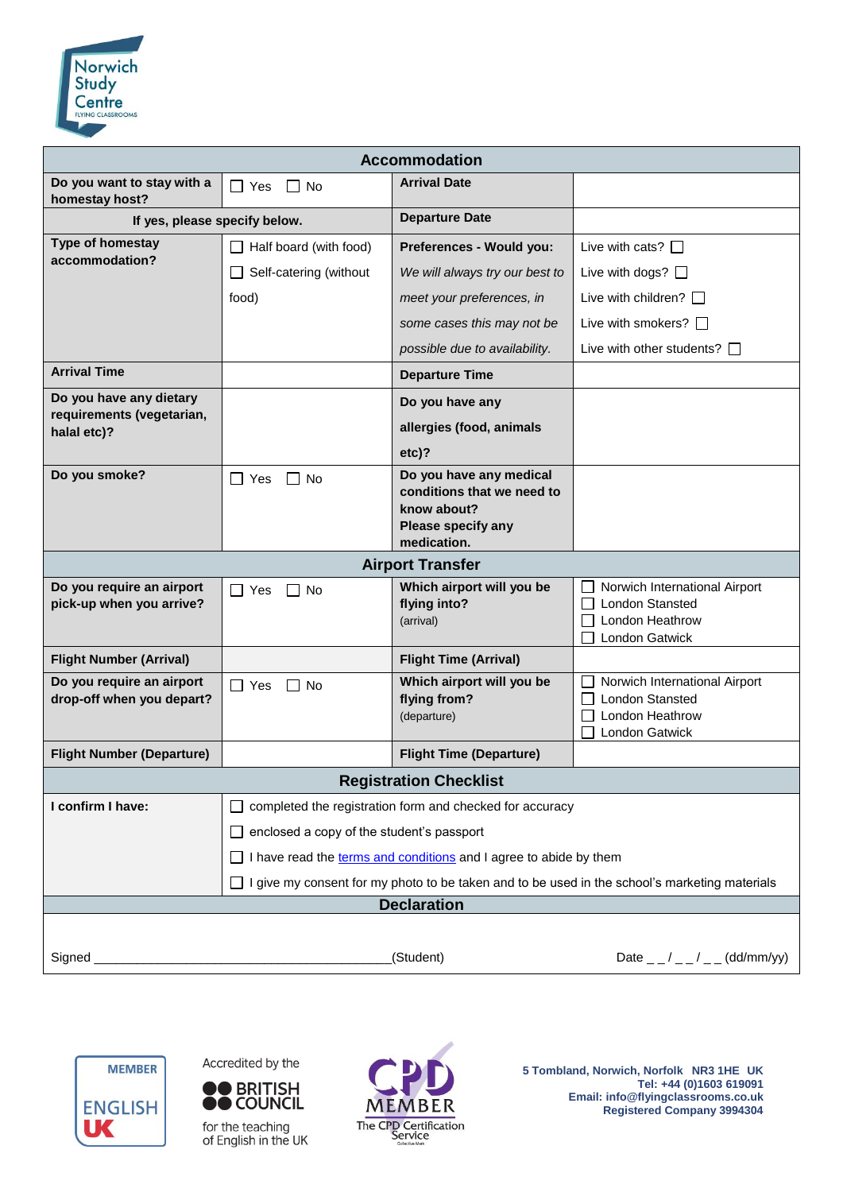Norwich Study Centre
FLYING CLASSROOMS

| | | | |
|---|---|---|---|
| **Accommodation** | | | |
| **Do you want to stay with a homestay host?** | ☐ Yes ☐ No | **Arrival Date** | |
| **If yes, please specify below.** | | **Departure Date** | |
| **Type of homestay accommodation?** | ☐ Half board (with food) ☐ Self-catering (without food) | **Preferences - Would you:** *We will always try our best to meet your preferences, in some cases this may not be possible due to availability.* | Live with cats? ☐ Live with dogs? ☐ Live with children? ☐ Live with smokers? ☐ Live with other students? ☐ |
| **Arrival Time** | | **Departure Time** | |
| **Do you have any dietary requirements (vegetarian, halal etc)?** | | **Do you have any allergies (food, animals etc)?** | |
| **Do you smoke?** | ☐ Yes ☐ No | **Do you have any medical conditions that we need to know about? Please specify any medication.** | |
| **Airport Transfer** | | | |
| **Do you require an airport pick-up when you arrive?** | ☐ Yes ☐ No | **Which airport will you be flying into?** (arrival) | ☐ Norwich International Airport ☐ London Stansted ☐ London Heathrow ☐ London Gatwick |
| **Flight Number (Arrival)** | | **Flight Time (Arrival)** | |
| **Do you require an airport drop-off when you depart?** | ☐ Yes ☐ No | **Which airport will you be flying from?** (departure) | ☐ Norwich International Airport ☐ London Stansted ☐ London Heathrow ☐ London Gatwick |
| **Flight Number (Departure)** | | **Flight Time (Departure)** | |
| **Registration Checklist** | | | |
| **I confirm I have:** | ☐ completed the registration form and checked for accuracy ☐ enclosed a copy of the student's passport ☐ I have read the terms and conditions and I agree to abide by them ☐ I give my consent for my photo to be taken and to be used in the school's marketing materials | | |
| **Declaration** | | | |

Signed ___________________________________________(Student) Date _ _ / _ _ / _ _ (dd/mm/yy)

MEMBER ENGLISH UK

Accredited by the BRITISH COUNCIL for the teaching of English in the UK

CPD MEMBER The CPD Certification Service

**5 Tombland, Norwich, Norfolk NR3 1HE UK**
**Tel: +44 (0)1603 619091**
**Email: info@flyingclassrooms.co.uk**
**Registered Company 3994304**